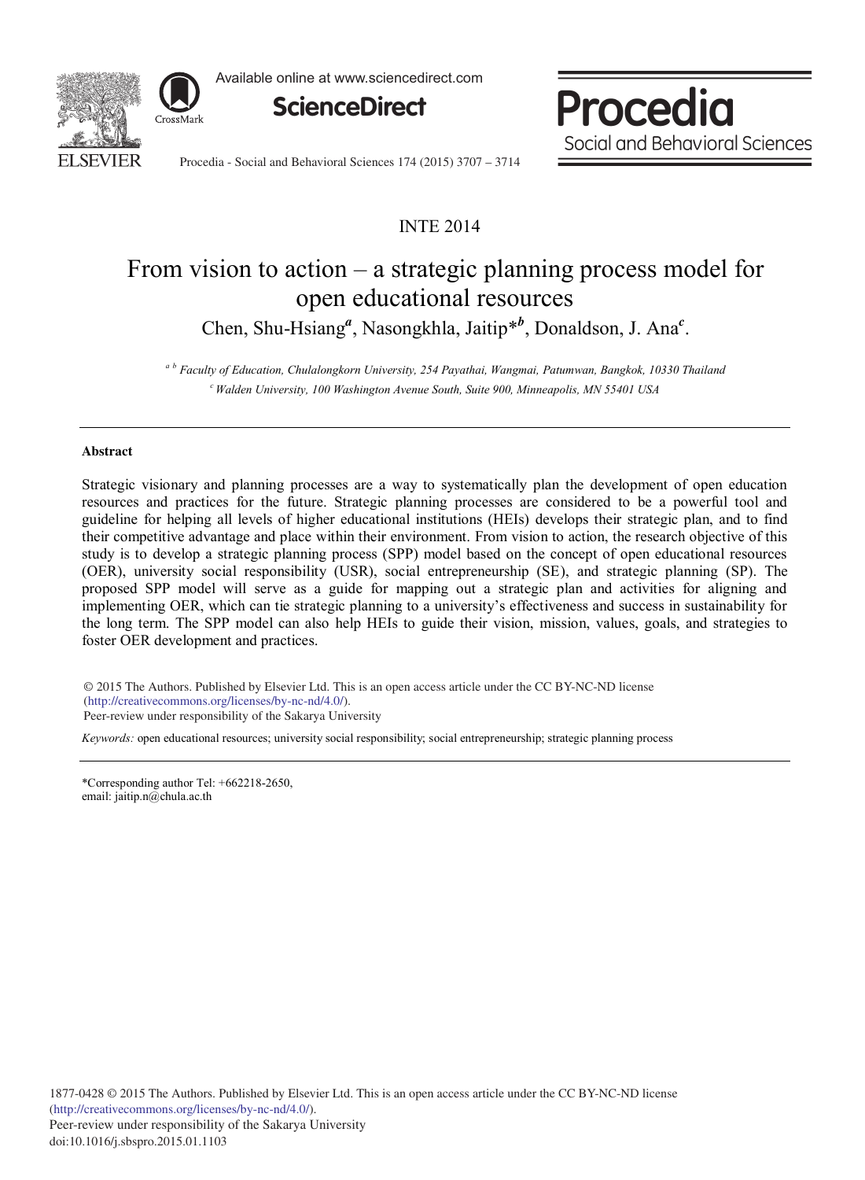INTE 2014

# From vision to action – a strategic planning process model for open educational resources

Chen, Shu-Hsiang[a], Nasongkhla, Jaitip*[b], Donaldson, J. Ana[c].

[a b] *Faculty of Education, Chulalongkorn University, 254 Payathai, Wangmai, Patumwan, Bangkok, 10330 Thailand*
[c] *Walden University, 100 Washington Avenue South, Suite 900, Minneapolis, MN 55401 USA*

---

**Abstract**

Strategic visionary and planning processes are a way to systematically plan the development of open education resources and practices for the future. Strategic planning processes are considered to be a powerful tool and guideline for helping all levels of higher educational institutions (HEIs) develops their strategic plan, and to find their competitive advantage and place within their environment. From vision to action, the research objective of this study is to develop a strategic planning process (SPP) model based on the concept of open educational resources (OER), university social responsibility (USR), social entrepreneurship (SE), and strategic planning (SP). The proposed SPP model will serve as a guide for mapping out a strategic plan and activities for aligning and implementing OER, which can tie strategic planning to a university's effectiveness and success in sustainability for the long term. The SPP model can also help HEIs to guide their vision, mission, values, goals, and strategies to foster OER development and practices.

© 2015 The Authors. Published by Elsevier Ltd. This is an open access article under the CC BY-NC-ND license (http://creativecommons.org/licenses/by-nc-nd/4.0/).
Peer-review under responsibility of the Sakarya University

*Keywords:* open educational resources; university social responsibility; social entrepreneurship; strategic planning process

---

*Corresponding author Tel: +662218-2650,
email: jaitip.n@chula.ac.th

1877-0428 © 2015 The Authors. Published by Elsevier Ltd. This is an open access article under the CC BY-NC-ND license (http://creativecommons.org/licenses/by-nc-nd/4.0/).
Peer-review under responsibility of the Sakarya University
doi:10.1016/j.sbspro.2015.01.1103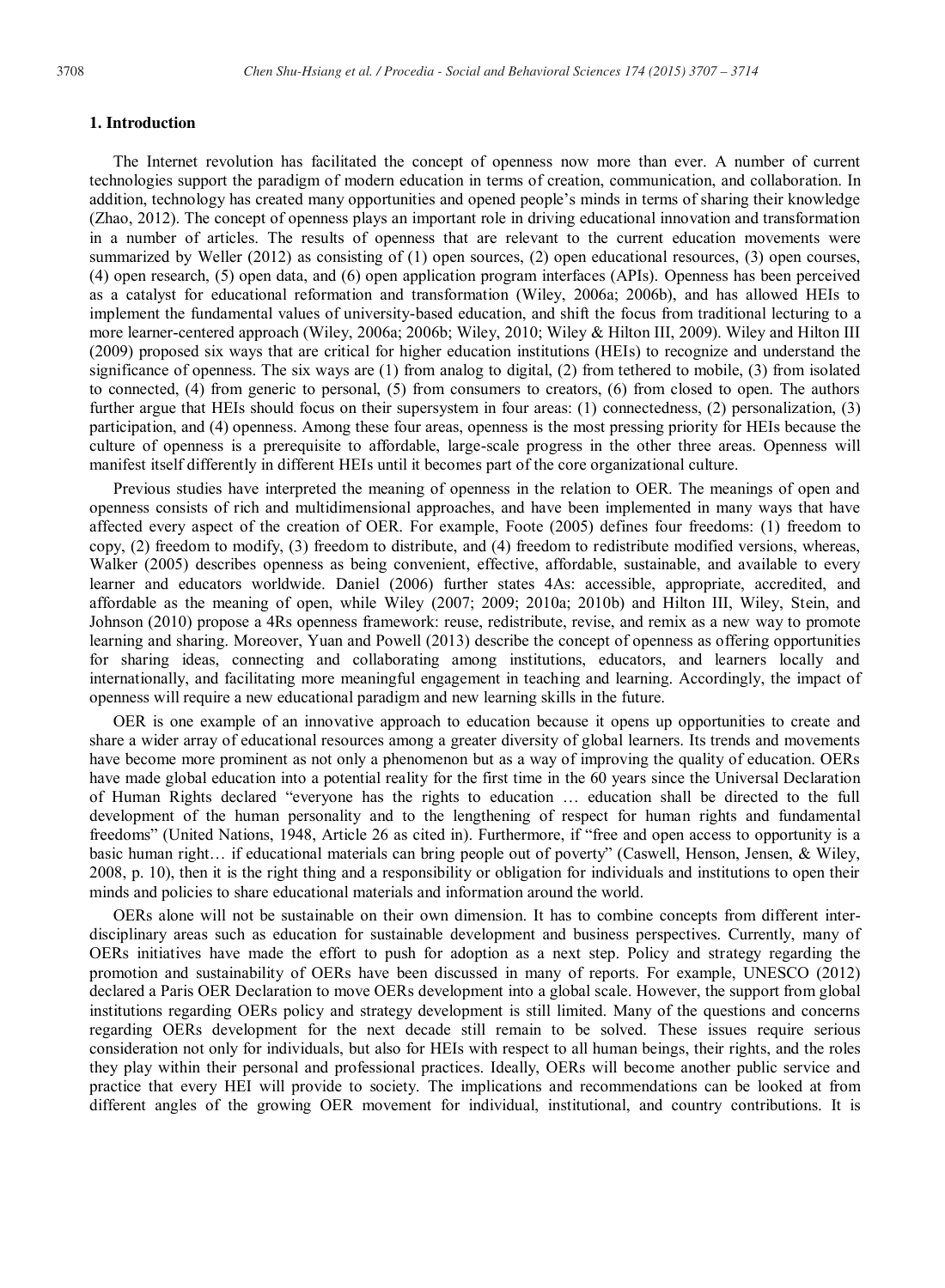## 1. Introduction

The Internet revolution has facilitated the concept of openness now more than ever. A number of current technologies support the paradigm of modern education in terms of creation, communication, and collaboration. In addition, technology has created many opportunities and opened people's minds in terms of sharing their knowledge (Zhao, 2012). The concept of openness plays an important role in driving educational innovation and transformation in a number of articles. The results of openness that are relevant to the current education movements were summarized by Weller (2012) as consisting of (1) open sources, (2) open educational resources, (3) open courses, (4) open research, (5) open data, and (6) open application program interfaces (APIs). Openness has been perceived as a catalyst for educational reformation and transformation (Wiley, 2006a; 2006b), and has allowed HEIs to implement the fundamental values of university-based education, and shift the focus from traditional lecturing to a more learner-centered approach (Wiley, 2006a; 2006b; Wiley, 2010; Wiley & Hilton III, 2009). Wiley and Hilton III (2009) proposed six ways that are critical for higher education institutions (HEIs) to recognize and understand the significance of openness. The six ways are (1) from analog to digital, (2) from tethered to mobile, (3) from isolated to connected, (4) from generic to personal, (5) from consumers to creators, (6) from closed to open. The authors further argue that HEIs should focus on their supersystem in four areas: (1) connectedness, (2) personalization, (3) participation, and (4) openness. Among these four areas, openness is the most pressing priority for HEIs because the culture of openness is a prerequisite to affordable, large-scale progress in the other three areas. Openness will manifest itself differently in different HEIs until it becomes part of the core organizational culture.

Previous studies have interpreted the meaning of openness in the relation to OER. The meanings of open and openness consists of rich and multidimensional approaches, and have been implemented in many ways that have affected every aspect of the creation of OER. For example, Foote (2005) defines four freedoms: (1) freedom to copy, (2) freedom to modify, (3) freedom to distribute, and (4) freedom to redistribute modified versions, whereas, Walker (2005) describes openness as being convenient, effective, affordable, sustainable, and available to every learner and educators worldwide. Daniel (2006) further states 4As: accessible, appropriate, accredited, and affordable as the meaning of open, while Wiley (2007; 2009; 2010a; 2010b) and Hilton III, Wiley, Stein, and Johnson (2010) propose a 4Rs openness framework: reuse, redistribute, revise, and remix as a new way to promote learning and sharing. Moreover, Yuan and Powell (2013) describe the concept of openness as offering opportunities for sharing ideas, connecting and collaborating among institutions, educators, and learners locally and internationally, and facilitating more meaningful engagement in teaching and learning. Accordingly, the impact of openness will require a new educational paradigm and new learning skills in the future.

OER is one example of an innovative approach to education because it opens up opportunities to create and share a wider array of educational resources among a greater diversity of global learners. Its trends and movements have become more prominent as not only a phenomenon but as a way of improving the quality of education. OERs have made global education into a potential reality for the first time in the 60 years since the Universal Declaration of Human Rights declared "everyone has the rights to education … education shall be directed to the full development of the human personality and to the lengthening of respect for human rights and fundamental freedoms" (United Nations, 1948, Article 26 as cited in). Furthermore, if "free and open access to opportunity is a basic human right… if educational materials can bring people out of poverty" (Caswell, Henson, Jensen, & Wiley, 2008, p. 10), then it is the right thing and a responsibility or obligation for individuals and institutions to open their minds and policies to share educational materials and information around the world.

OERs alone will not be sustainable on their own dimension. It has to combine concepts from different inter-disciplinary areas such as education for sustainable development and business perspectives. Currently, many of OERs initiatives have made the effort to push for adoption as a next step. Policy and strategy regarding the promotion and sustainability of OERs have been discussed in many of reports. For example, UNESCO (2012) declared a Paris OER Declaration to move OERs development into a global scale. However, the support from global institutions regarding OERs policy and strategy development is still limited. Many of the questions and concerns regarding OERs development for the next decade still remain to be solved. These issues require serious consideration not only for individuals, but also for HEIs with respect to all human beings, their rights, and the roles they play within their personal and professional practices. Ideally, OERs will become another public service and practice that every HEI will provide to society. The implications and recommendations can be looked at from different angles of the growing OER movement for individual, institutional, and country contributions. It is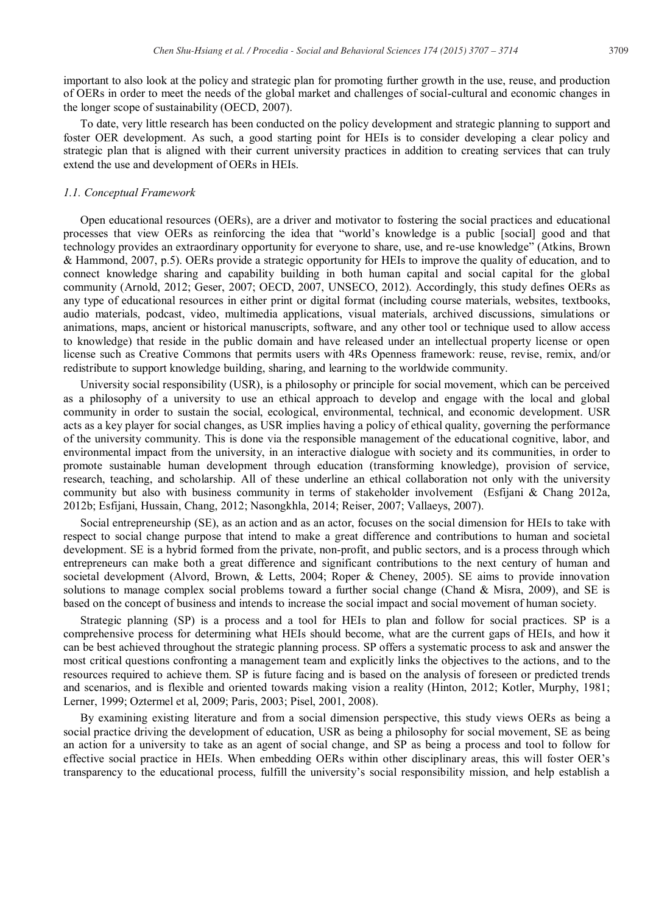important to also look at the policy and strategic plan for promoting further growth in the use, reuse, and production of OERs in order to meet the needs of the global market and challenges of social-cultural and economic changes in the longer scope of sustainability (OECD, 2007).

To date, very little research has been conducted on the policy development and strategic planning to support and foster OER development. As such, a good starting point for HEIs is to consider developing a clear policy and strategic plan that is aligned with their current university practices in addition to creating services that can truly extend the use and development of OERs in HEIs.

### *1.1. Conceptual Framework*

Open educational resources (OERs), are a driver and motivator to fostering the social practices and educational processes that view OERs as reinforcing the idea that "world's knowledge is a public [social] good and that technology provides an extraordinary opportunity for everyone to share, use, and re-use knowledge" (Atkins, Brown & Hammond, 2007, p.5). OERs provide a strategic opportunity for HEIs to improve the quality of education, and to connect knowledge sharing and capability building in both human capital and social capital for the global community (Arnold, 2012; Geser, 2007; OECD, 2007, UNSECO, 2012). Accordingly, this study defines OERs as any type of educational resources in either print or digital format (including course materials, websites, textbooks, audio materials, podcast, video, multimedia applications, visual materials, archived discussions, simulations or animations, maps, ancient or historical manuscripts, software, and any other tool or technique used to allow access to knowledge) that reside in the public domain and have released under an intellectual property license or open license such as Creative Commons that permits users with 4Rs Openness framework: reuse, revise, remix, and/or redistribute to support knowledge building, sharing, and learning to the worldwide community.

University social responsibility (USR), is a philosophy or principle for social movement, which can be perceived as a philosophy of a university to use an ethical approach to develop and engage with the local and global community in order to sustain the social, ecological, environmental, technical, and economic development. USR acts as a key player for social changes, as USR implies having a policy of ethical quality, governing the performance of the university community. This is done via the responsible management of the educational cognitive, labor, and environmental impact from the university, in an interactive dialogue with society and its communities, in order to promote sustainable human development through education (transforming knowledge), provision of service, research, teaching, and scholarship. All of these underline an ethical collaboration not only with the university community but also with business community in terms of stakeholder involvement (Esfijani & Chang 2012a, 2012b; Esfijani, Hussain, Chang, 2012; Nasongkhla, 2014; Reiser, 2007; Vallaeys, 2007).

Social entrepreneurship (SE), as an action and as an actor, focuses on the social dimension for HEIs to take with respect to social change purpose that intend to make a great difference and contributions to human and societal development. SE is a hybrid formed from the private, non-profit, and public sectors, and is a process through which entrepreneurs can make both a great difference and significant contributions to the next century of human and societal development (Alvord, Brown, & Letts, 2004; Roper & Cheney, 2005). SE aims to provide innovation solutions to manage complex social problems toward a further social change (Chand & Misra, 2009), and SE is based on the concept of business and intends to increase the social impact and social movement of human society.

Strategic planning (SP) is a process and a tool for HEIs to plan and follow for social practices. SP is a comprehensive process for determining what HEIs should become, what are the current gaps of HEIs, and how it can be best achieved throughout the strategic planning process. SP offers a systematic process to ask and answer the most critical questions confronting a management team and explicitly links the objectives to the actions, and to the resources required to achieve them. SP is future facing and is based on the analysis of foreseen or predicted trends and scenarios, and is flexible and oriented towards making vision a reality (Hinton, 2012; Kotler, Murphy, 1981; Lerner, 1999; Oztermel et al, 2009; Paris, 2003; Pisel, 2001, 2008).

By examining existing literature and from a social dimension perspective, this study views OERs as being a social practice driving the development of education, USR as being a philosophy for social movement, SE as being an action for a university to take as an agent of social change, and SP as being a process and tool to follow for effective social practice in HEIs. When embedding OERs within other disciplinary areas, this will foster OER's transparency to the educational process, fulfill the university's social responsibility mission, and help establish a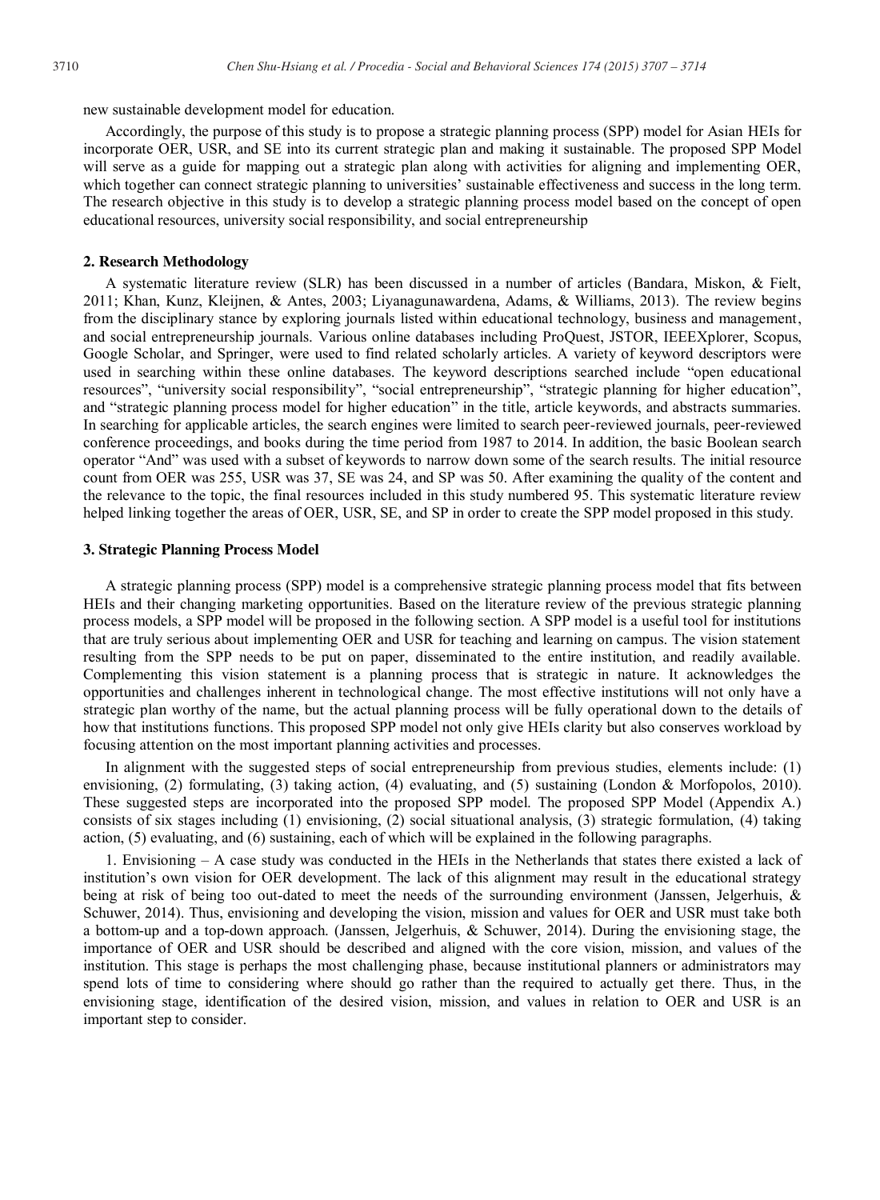new sustainable development model for education.

Accordingly, the purpose of this study is to propose a strategic planning process (SPP) model for Asian HEIs for incorporate OER, USR, and SE into its current strategic plan and making it sustainable. The proposed SPP Model will serve as a guide for mapping out a strategic plan along with activities for aligning and implementing OER, which together can connect strategic planning to universities' sustainable effectiveness and success in the long term. The research objective in this study is to develop a strategic planning process model based on the concept of open educational resources, university social responsibility, and social entrepreneurship

## 2. Research Methodology

A systematic literature review (SLR) has been discussed in a number of articles (Bandara, Miskon, & Fielt, 2011; Khan, Kunz, Kleijnen, & Antes, 2003; Liyanagunawardena, Adams, & Williams, 2013). The review begins from the disciplinary stance by exploring journals listed within educational technology, business and management, and social entrepreneurship journals. Various online databases including ProQuest, JSTOR, IEEEXplorer, Scopus, Google Scholar, and Springer, were used to find related scholarly articles. A variety of keyword descriptors were used in searching within these online databases. The keyword descriptions searched include "open educational resources", "university social responsibility", "social entrepreneurship", "strategic planning for higher education", and "strategic planning process model for higher education" in the title, article keywords, and abstracts summaries. In searching for applicable articles, the search engines were limited to search peer-reviewed journals, peer-reviewed conference proceedings, and books during the time period from 1987 to 2014. In addition, the basic Boolean search operator "And" was used with a subset of keywords to narrow down some of the search results. The initial resource count from OER was 255, USR was 37, SE was 24, and SP was 50. After examining the quality of the content and the relevance to the topic, the final resources included in this study numbered 95. This systematic literature review helped linking together the areas of OER, USR, SE, and SP in order to create the SPP model proposed in this study.

## 3. Strategic Planning Process Model

A strategic planning process (SPP) model is a comprehensive strategic planning process model that fits between HEIs and their changing marketing opportunities. Based on the literature review of the previous strategic planning process models, a SPP model will be proposed in the following section. A SPP model is a useful tool for institutions that are truly serious about implementing OER and USR for teaching and learning on campus. The vision statement resulting from the SPP needs to be put on paper, disseminated to the entire institution, and readily available. Complementing this vision statement is a planning process that is strategic in nature. It acknowledges the opportunities and challenges inherent in technological change. The most effective institutions will not only have a strategic plan worthy of the name, but the actual planning process will be fully operational down to the details of how that institutions functions. This proposed SPP model not only give HEIs clarity but also conserves workload by focusing attention on the most important planning activities and processes.

In alignment with the suggested steps of social entrepreneurship from previous studies, elements include: (1) envisioning, (2) formulating, (3) taking action, (4) evaluating, and (5) sustaining (London & Morfopolos, 2010). These suggested steps are incorporated into the proposed SPP model. The proposed SPP Model (Appendix A.) consists of six stages including (1) envisioning, (2) social situational analysis, (3) strategic formulation, (4) taking action, (5) evaluating, and (6) sustaining, each of which will be explained in the following paragraphs.

1. Envisioning – A case study was conducted in the HEIs in the Netherlands that states there existed a lack of institution's own vision for OER development. The lack of this alignment may result in the educational strategy being at risk of being too out-dated to meet the needs of the surrounding environment (Janssen, Jelgerhuis, & Schuwer, 2014). Thus, envisioning and developing the vision, mission and values for OER and USR must take both a bottom-up and a top-down approach. (Janssen, Jelgerhuis, & Schuwer, 2014). During the envisioning stage, the importance of OER and USR should be described and aligned with the core vision, mission, and values of the institution. This stage is perhaps the most challenging phase, because institutional planners or administrators may spend lots of time to considering where should go rather than the required to actually get there. Thus, in the envisioning stage, identification of the desired vision, mission, and values in relation to OER and USR is an important step to consider.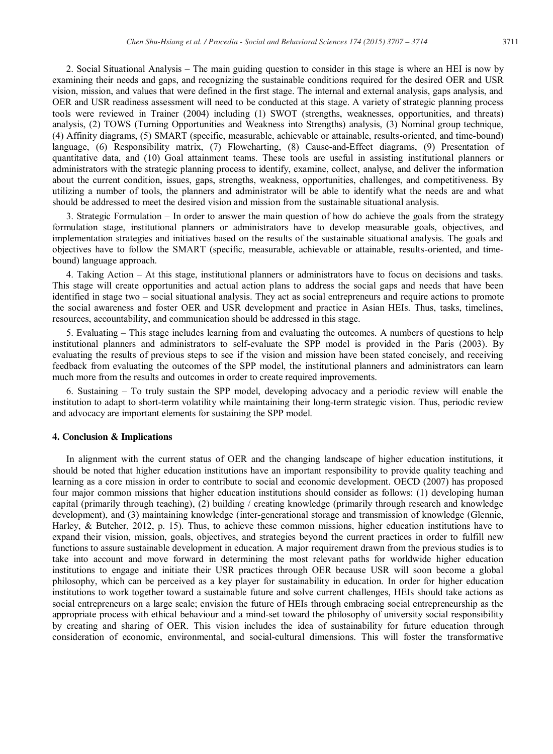2. Social Situational Analysis – The main guiding question to consider in this stage is where an HEI is now by examining their needs and gaps, and recognizing the sustainable conditions required for the desired OER and USR vision, mission, and values that were defined in the first stage. The internal and external analysis, gaps analysis, and OER and USR readiness assessment will need to be conducted at this stage. A variety of strategic planning process tools were reviewed in Trainer (2004) including (1) SWOT (strengths, weaknesses, opportunities, and threats) analysis, (2) TOWS (Turning Opportunities and Weakness into Strengths) analysis, (3) Nominal group technique, (4) Affinity diagrams, (5) SMART (specific, measurable, achievable or attainable, results-oriented, and time-bound) language, (6) Responsibility matrix, (7) Flowcharting, (8) Cause-and-Effect diagrams, (9) Presentation of quantitative data, and (10) Goal attainment teams. These tools are useful in assisting institutional planners or administrators with the strategic planning process to identify, examine, collect, analyse, and deliver the information about the current condition, issues, gaps, strengths, weakness, opportunities, challenges, and competitiveness. By utilizing a number of tools, the planners and administrator will be able to identify what the needs are and what should be addressed to meet the desired vision and mission from the sustainable situational analysis.

3. Strategic Formulation – In order to answer the main question of how do achieve the goals from the strategy formulation stage, institutional planners or administrators have to develop measurable goals, objectives, and implementation strategies and initiatives based on the results of the sustainable situational analysis. The goals and objectives have to follow the SMART (specific, measurable, achievable or attainable, results-oriented, and time-bound) language approach.

4. Taking Action – At this stage, institutional planners or administrators have to focus on decisions and tasks. This stage will create opportunities and actual action plans to address the social gaps and needs that have been identified in stage two – social situational analysis. They act as social entrepreneurs and require actions to promote the social awareness and foster OER and USR development and practice in Asian HEIs. Thus, tasks, timelines, resources, accountability, and communication should be addressed in this stage.

5. Evaluating – This stage includes learning from and evaluating the outcomes. A numbers of questions to help institutional planners and administrators to self-evaluate the SPP model is provided in the Paris (2003). By evaluating the results of previous steps to see if the vision and mission have been stated concisely, and receiving feedback from evaluating the outcomes of the SPP model, the institutional planners and administrators can learn much more from the results and outcomes in order to create required improvements.

6. Sustaining – To truly sustain the SPP model, developing advocacy and a periodic review will enable the institution to adapt to short-term volatility while maintaining their long-term strategic vision. Thus, periodic review and advocacy are important elements for sustaining the SPP model.

## 4. Conclusion & Implications

In alignment with the current status of OER and the changing landscape of higher education institutions, it should be noted that higher education institutions have an important responsibility to provide quality teaching and learning as a core mission in order to contribute to social and economic development. OECD (2007) has proposed four major common missions that higher education institutions should consider as follows: (1) developing human capital (primarily through teaching), (2) building / creating knowledge (primarily through research and knowledge development), and (3) maintaining knowledge (inter-generational storage and transmission of knowledge (Glennie, Harley, & Butcher, 2012, p. 15). Thus, to achieve these common missions, higher education institutions have to expand their vision, mission, goals, objectives, and strategies beyond the current practices in order to fulfill new functions to assure sustainable development in education. A major requirement drawn from the previous studies is to take into account and move forward in determining the most relevant paths for worldwide higher education institutions to engage and initiate their USR practices through OER because USR will soon become a global philosophy, which can be perceived as a key player for sustainability in education. In order for higher education institutions to work together toward a sustainable future and solve current challenges, HEIs should take actions as social entrepreneurs on a large scale; envision the future of HEIs through embracing social entrepreneurship as the appropriate process with ethical behaviour and a mind-set toward the philosophy of university social responsibility by creating and sharing of OER. This vision includes the idea of sustainability for future education through consideration of economic, environmental, and social-cultural dimensions. This will foster the transformative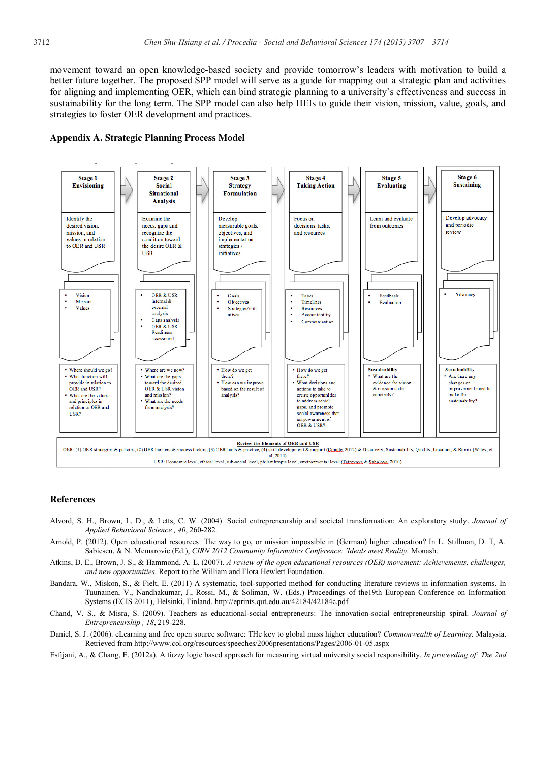movement toward an open knowledge-based society and provide tomorrow's leaders with motivation to build a better future together. The proposed SPP model will serve as a guide for mapping out a strategic plan and activities for aligning and implementing OER, which can bind strategic planning to a university's effectiveness and success in sustainability for the long term. The SPP model can also help HEIs to guide their vision, mission, value, goals, and strategies to foster OER development and practices.

## Appendix A. Strategic Planning Process Model

| Stage 1 Envisioning | Stage 2 Social Situational Analysis | Stage 3 Strategy Formulation | Stage 4 Taking Action | Stage 5 Evaluating | Stage 6 Sustaining |
|---|---|---|---|---|---|
| Identify the desired vision, mission, and values in relation to OER and USR | Examine the needs, gaps and recognize the condition toward the desire OER & USR | Develop measurable goals, objectives, and implementation strategies / initiatives | Focus on decisions, tasks, and resources | Learn and evaluate from outcomes | Develop advocacy and periodic review |
| • Vision<br>• Mission<br>• Values | • OER & USR Internal & external analysis<br>• Gaps analysis<br>• OER & USR Readiness assessment | • Goals<br>• Objectives<br>• Strategies/initiatives | • Tasks<br>• Timelines<br>• Resources<br>• Accountability<br>• Communication | • Feedback<br>• Evaluation | • Advocacy |
| • Where should we go?<br>• What function will provide in relation to OER and USR?<br>• What are the values and principles in relation to OER and USR? | • Where are we now?<br>• What are the gaps toward the desired OER & USR vision and mission?<br>• What are the needs from analysis? | • How do we get there?<br>• How can we improve based on the result of analysis? | • How do we get there?<br>• What decisions and actions to take to create opportunities to address social gaps, and promote social awareness that empowerment of OER & USR? | **Sustainability**<br>• What are the evidence the vision & mission state concisely? | **Sustainability**<br>• Are there any changes or improvement need to make for sustainability? |

**Review the Elements of OER and USR**

OER: (1) OER strategies & policies, (2) OER barriers & success factors, (3) OER tools & practice, (4) skill development & support (Conole, 2012) & Discovery, Sustainability, Quality, Location, & Remix (Wiley, et al, 2014)

USR: Economic level, ethical level, sub-social level, philanthropic level, environmental level (Tetrevova & Sabolova, 2010)

## References

Alvord, S. H., Brown, L. D., & Letts, C. W. (2004). Social entrepreneurship and societal transformation: An exploratory study. *Journal of Applied Behavioral Science , 40*, 260-282.

Arnold, P. (2012). Open educational resources: The way to go, or mission impossible in (German) higher education? In L. Stillman, D. T, A. Sabiescu, & N. Memarovic (Ed.), *CIRN 2012 Community Informatics Conference: 'Ideals meet Reality.* Monash.

Atkins, D. E., Brown, J. S., & Hammond, A. L. (2007). *A review of the open educational resources (OER) movement: Achievements, challenges, and new opportunities.* Report to the William and Flora Hewlett Foundation.

Bandara, W., Miskon, S., & Fielt, E. (2011) A systematic, tool-supported method for conducting literature reviews in information systems. In Tuunainen, V., Nandhakumar, J., Rossi, M., & Soliman, W. (Eds.) Proceedings of the19th European Conference on Information Systems (ECIS 2011), Helsinki, Finland. http://eprints.qut.edu.au/42184/42184c.pdf

Chand, V. S., & Misra, S. (2009). Teachers as educational-social entrepreneurs: The innovation-social entrepreneurship spiral. *Journal of Entrepreneurship , 18*, 219-228.

Daniel, S. J. (2006). eLearning and free open source software: THe key to global mass higher education? *Commonwealth of Learning.* Malaysia. Retrieved from http://www.col.org/resources/speeches/2006presentations/Pages/2006-01-05.aspx

Esfijani, A., & Chang, E. (2012a). A fuzzy logic based approach for measuring virtual university social responsibility. *In proceeding of: The 2nd*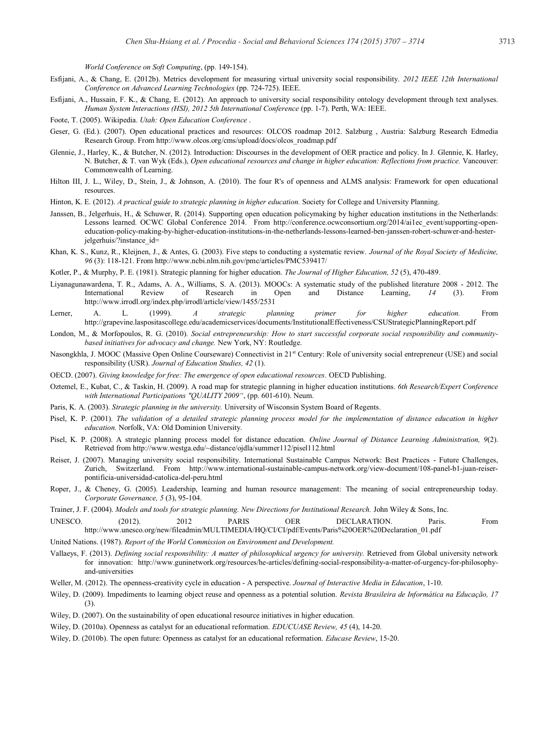*World Conference on Soft Computing*, (pp. 149-154).

Esfijani, A., & Chang, E. (2012b). Metrics development for measuring virtual university social responsibility. *2012 IEEE 12th International Conference on Advanced Learning Technologies* (pp. 724-725). IEEE.

Esfijani, A., Hussain, F. K., & Chang, E. (2012). An approach to university social responsibility ontology development through text analyses. *Human System Interactions (HSI), 2012 5th International Conference* (pp. 1-7). Perth, WA: IEEE.

Foote, T. (2005). Wikipedia. *Utah: Open Education Conference* .

Geser, G. (Ed.). (2007). Open educational practices and resources: OLCOS roadmap 2012. Salzburg , Austria: Salzburg Research Edmedia Research Group. From http://www.olcos.org/cms/upload/docs/olcos_roadmap.pdf

Glennie, J., Harley, K., & Butcher, N. (2012). Introduction: Discourses in the development of OER practice and policy. In J. Glennie, K. Harley, N. Butcher, & T. van Wyk (Eds.), *Open educational resources and change in higher education: Reflections from practice.* Vancouver: Commonwealth of Learning.

Hilton III, J. L., Wiley, D., Stein, J., & Johnson, A. (2010). The four R's of openness and ALMS analysis: Framework for open educational resources.

Hinton, K. E. (2012). *A practical guide to strategic planning in higher education.* Society for College and University Planning.

Janssen, B., Jelgerhuis, H., & Schuwer, R. (2014). Supporting open education policymaking by higher education institutions in the Netherlands: Lessons learned. OCWC Global Conference 2014. From http://conference.ocwconsortium.org/2014/ai1ec_event/supporting-open-education-policy-making-by-higher-education-institutions-in-the-netherlands-lessons-learned-ben-janssen-robert-schuwer-and-hester-jelgerhuis/?instance_id=

Khan, K. S., Kunz, R., Kleijnen, J., & Antes, G. (2003). Five steps to conducting a systematic review. *Journal of the Royal Society of Medicine, 96* (3): 118-121. From http://www.ncbi.nlm.nih.gov/pmc/articles/PMC539417/

Kotler, P., & Murphy, P. E. (1981). Strategic planning for higher education. *The Journal of Higher Education, 52* (5), 470-489.

Liyanagunawardena, T. R., Adams, A. A., Williams, S. A. (2013). MOOCs: A systematic study of the published literature 2008 - 2012. The International Review of Research in Open and Distance Learning, *14* (3). From http://www.irrodl.org/index.php/irrodl/article/view/1455/2531

Lerner, A. L. (1999). *A strategic planning primer for higher education.* From http://grapevine.laspositascollege.edu/academicservices/documents/InstitutionalEffectiveness/CSUStrategicPlanningReport.pdf

London, M., & Morfopoulos, R. G. (2010). *Social entrepreneurship: How to start successful corporate social responsibility and community-based initiatives for advocacy and change.* New York, NY: Routledge.

Nasongkhla, J. MOOC (Massive Open Online Courseware) Connectivist in 21st Century: Role of university social entrepreneur (USE) and social responsibility (USR). *Journal of Education Studies, 42* (1).

OECD. (2007). *Giving knowledge for free: The emergence of open educational resources.* OECD Publishing.

Oztemel, E., Kubat, C., & Taskin, H. (2009). A road map for strategic planning in higher education institutions. *6th Research/Expert Conference with International Participations "QUALITY 2009"*, (pp. 601-610). Neum.

Paris, K. A. (2003). *Strategic planning in the university.* University of Wisconsin System Board of Regents.

Pisel, K. P. (2001). *The validation of a detailed strategic planning process model for the implementation of distance education in higher education.* Norfolk, VA: Old Dominion University.

Pisel, K. P. (2008). A strategic planning process model for distance education. *Online Journal of Distance Learning Administration, 9*(2). Retrieved from http://www.westga.edu/~distance/ojdla/summer112/pisel112.html

Reiser, J. (2007). Managing university social responsibility. International Sustainable Campus Network: Best Practices - Future Challenges, Zurich, Switzerland. From http://www.international-sustainable-campus-network.org/view-document/108-panel-b1-juan-reiser-pontificia-universidad-catolica-del-peru.html

Roper, J., & Cheney, G. (2005). Leadership, learning and human resource management: The meaning of social entrepreneurship today. *Corporate Governance, 5* (3), 95-104.

Trainer, J. F. (2004). *Models and tools for strategic planning. New Directions for Institutional Research.* John Wiley & Sons, Inc.

UNESCO. (2012). PARIS OER DECLARATION. Paris. From http://www.unesco.org/new/fileadmin/MULTIMEDIA/HQ/CI/CI/pdf/Events/Paris%20OER%20Declaration_01.pdf

United Nations. (1987). *Report of the World Commission on Environment and Development.*

Vallaeys, F. (2013). *Defining social responsibility: A matter of philosophical urgency for university.* Retrieved from Global university network for innovation: http://www.guninetwork.org/resources/he-articles/defining-social-responsibility-a-matter-of-urgency-for-philosophy-and-universities

Weller, M. (2012). The openness-creativity cycle in education - A perspective. *Journal of Interactive Media in Education*, 1-10.

Wiley, D. (2009). Impediments to learning object reuse and openness as a potential solution. *Revista Brasileira de Informática na Educação, 17* (3).

Wiley, D. (2007). On the sustainability of open educational resource initiatives in higher education.

Wiley, D. (2010a). Openness as catalyst for an educational reformation. *EDUCUASE Review, 45* (4), 14-20.

Wiley, D. (2010b). The open future: Openness as catalyst for an educational reformation. *Educase Review*, 15-20.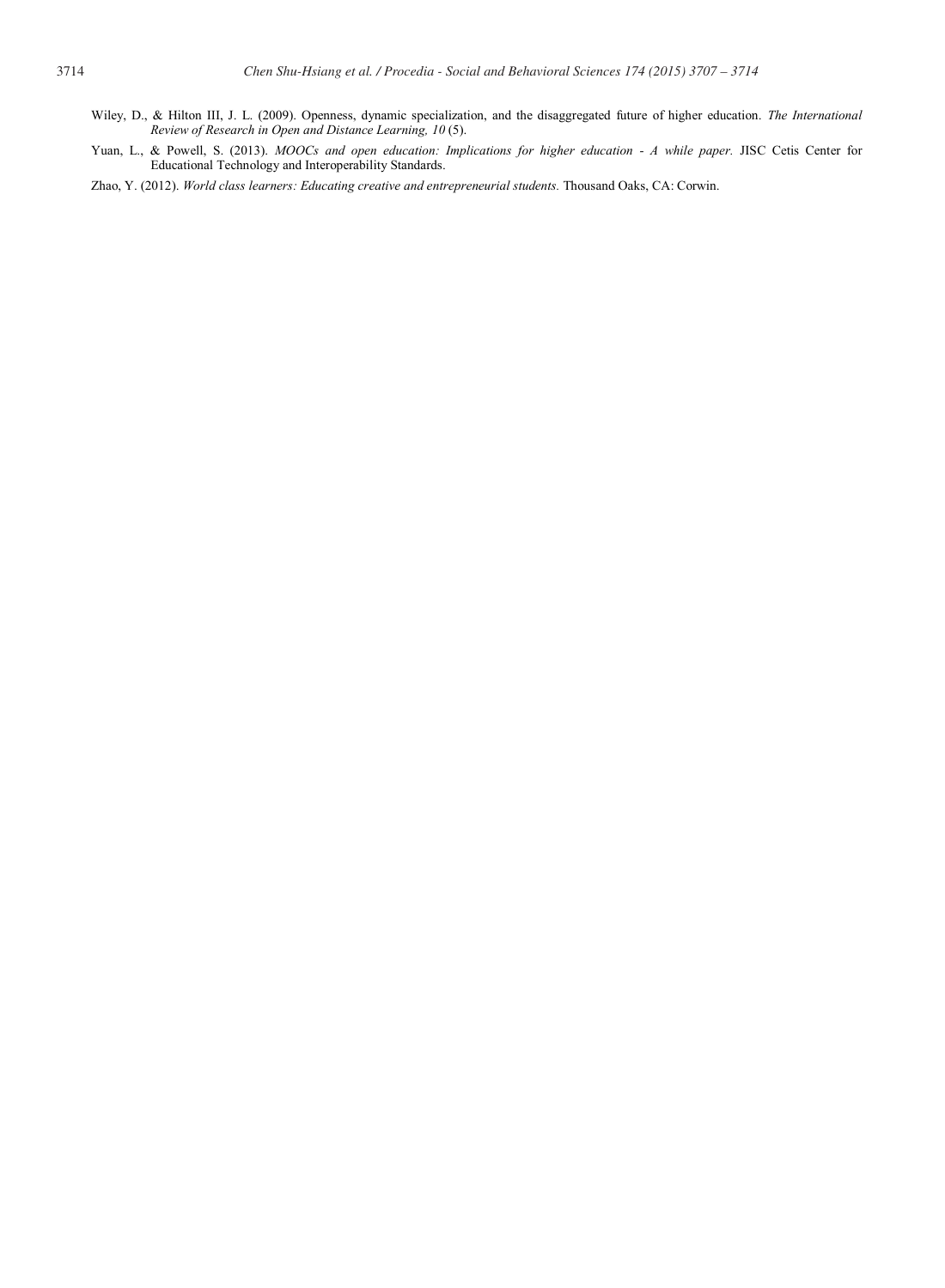Wiley, D., & Hilton III, J. L. (2009). Openness, dynamic specialization, and the disaggregated future of higher education. *The International Review of Research in Open and Distance Learning, 10* (5).

Yuan, L., & Powell, S. (2013). *MOOCs and open education: Implications for higher education - A while paper.* JISC Cetis Center for Educational Technology and Interoperability Standards.

Zhao, Y. (2012). *World class learners: Educating creative and entrepreneurial students.* Thousand Oaks, CA: Corwin.